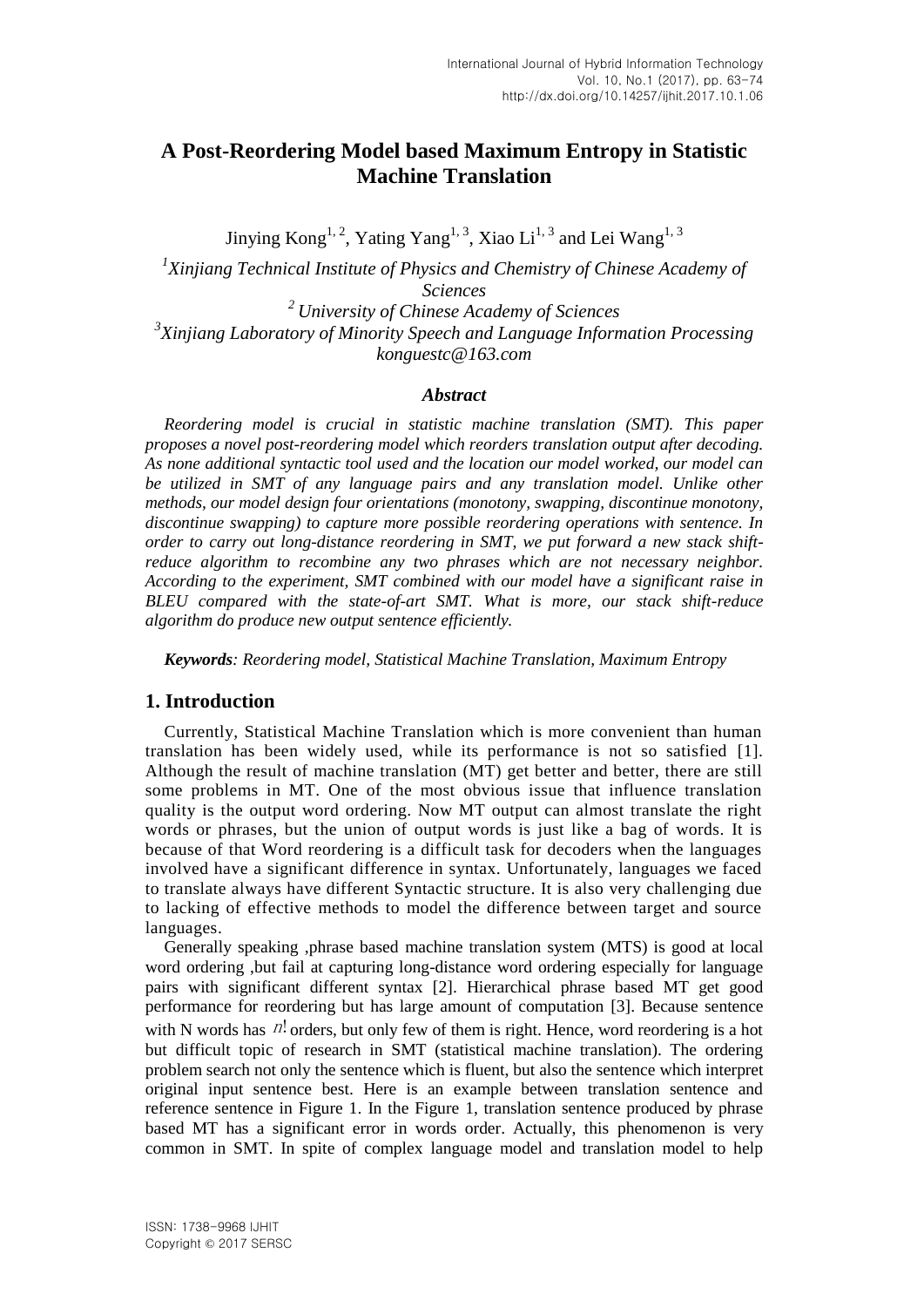# A Post-Reordering Model based Maximum Entropy in Statistic Machine Translation

Jinying Kong[1, 2], Yating Yang[1, 3], Xiao Li[1, 3] and Lei Wang[1, 3]

*[1]Xinjiang Technical Institute of Physics and Chemistry of Chinese Academy of Sciences*
*[2] University of Chinese Academy of Sciences*
*[3]Xinjiang Laboratory of Minority Speech and Language Information Processing*
*konguestc@163.com*

### *Abstract*

*Reordering model is crucial in statistic machine translation (SMT). This paper proposes a novel post-reordering model which reorders translation output after decoding. As none additional syntactic tool used and the location our model worked, our model can be utilized in SMT of any language pairs and any translation model. Unlike other methods, our model design four orientations (monotony, swapping, discontinue monotony, discontinue swapping) to capture more possible reordering operations with sentence. In order to carry out long-distance reordering in SMT, we put forward a new stack shift-reduce algorithm to recombine any two phrases which are not necessary neighbor. According to the experiment, SMT combined with our model have a significant raise in BLEU compared with the state-of-art SMT. What is more, our stack shift-reduce algorithm do produce new output sentence efficiently.*

***Keywords**: Reordering model, Statistical Machine Translation, Maximum Entropy*

## 1. Introduction

Currently, Statistical Machine Translation which is more convenient than human translation has been widely used, while its performance is not so satisfied [1]. Although the result of machine translation (MT) get better and better, there are still some problems in MT. One of the most obvious issue that influence translation quality is the output word ordering. Now MT output can almost translate the right words or phrases, but the union of output words is just like a bag of words. It is because of that Word reordering is a difficult task for decoders when the languages involved have a significant difference in syntax. Unfortunately, languages we faced to translate always have different Syntactic structure. It is also very challenging due to lacking of effective methods to model the difference between target and source languages.

Generally speaking ,phrase based machine translation system (MTS) is good at local word ordering ,but fail at capturing long-distance word ordering especially for language pairs with significant different syntax [2]. Hierarchical phrase based MT get good performance for reordering but has large amount of computation [3]. Because sentence with N words has $n!$ orders, but only few of them is right. Hence, word reordering is a hot but difficult topic of research in SMT (statistical machine translation). The ordering problem search not only the sentence which is fluent, but also the sentence which interpret original input sentence best. Here is an example between translation sentence and reference sentence in Figure 1. In the Figure 1, translation sentence produced by phrase based MT has a significant error in words order. Actually, this phenomenon is very common in SMT. In spite of complex language model and translation model to help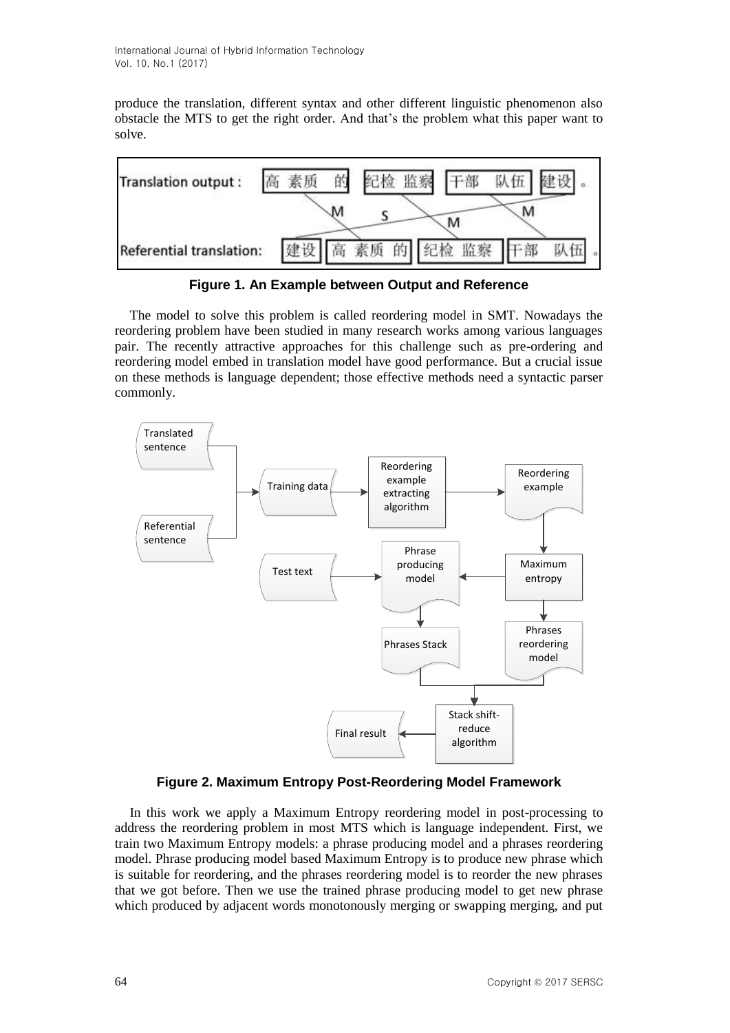produce the translation, different syntax and other different linguistic phenomenon also obstacle the MTS to get the right order. And that's the problem what this paper want to solve.

**Figure 1. An Example between Output and Reference**

The model to solve this problem is called reordering model in SMT. Nowadays the reordering problem have been studied in many research works among various languages pair. The recently attractive approaches for this challenge such as pre-ordering and reordering model embed in translation model have good performance. But a crucial issue on these methods is language dependent; those effective methods need a syntactic parser commonly.

**Figure 2. Maximum Entropy Post-Reordering Model Framework**

In this work we apply a Maximum Entropy reordering model in post-processing to address the reordering problem in most MTS which is language independent. First, we train two Maximum Entropy models: a phrase producing model and a phrases reordering model. Phrase producing model based Maximum Entropy is to produce new phrase which is suitable for reordering, and the phrases reordering model is to reorder the new phrases that we got before. Then we use the trained phrase producing model to get new phrase which produced by adjacent words monotonously merging or swapping merging, and put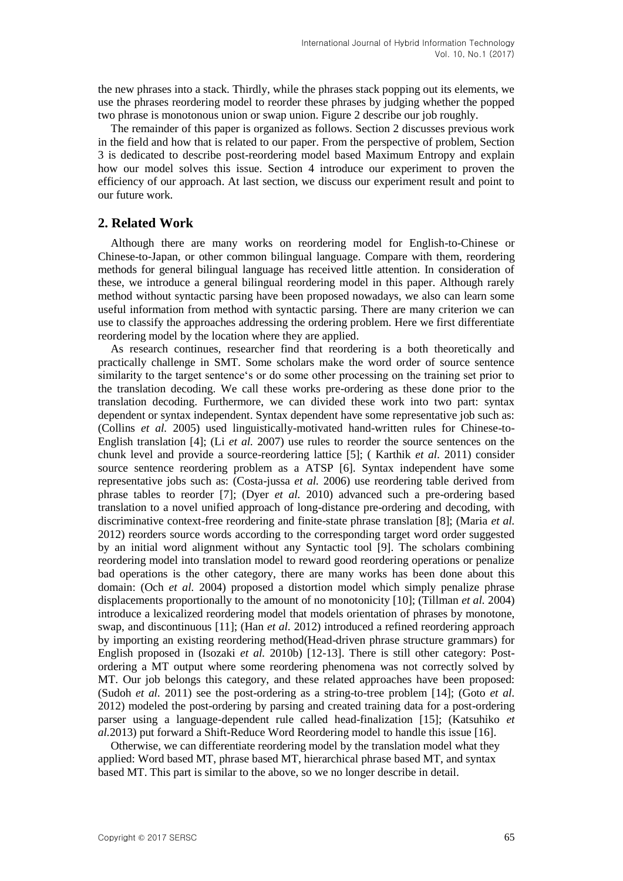the new phrases into a stack. Thirdly, while the phrases stack popping out its elements, we use the phrases reordering model to reorder these phrases by judging whether the popped two phrase is monotonous union or swap union. Figure 2 describe our job roughly.

The remainder of this paper is organized as follows. Section 2 discusses previous work in the field and how that is related to our paper. From the perspective of problem, Section 3 is dedicated to describe post-reordering model based Maximum Entropy and explain how our model solves this issue. Section 4 introduce our experiment to proven the efficiency of our approach. At last section, we discuss our experiment result and point to our future work.

## 2. Related Work

Although there are many works on reordering model for English-to-Chinese or Chinese-to-Japan, or other common bilingual language. Compare with them, reordering methods for general bilingual language has received little attention. In consideration of these, we introduce a general bilingual reordering model in this paper. Although rarely method without syntactic parsing have been proposed nowadays, we also can learn some useful information from method with syntactic parsing. There are many criterion we can use to classify the approaches addressing the ordering problem. Here we first differentiate reordering model by the location where they are applied.

As research continues, researcher find that reordering is a both theoretically and practically challenge in SMT. Some scholars make the word order of source sentence similarity to the target sentence's or do some other processing on the training set prior to the translation decoding. We call these works pre-ordering as these done prior to the translation decoding. Furthermore, we can divided these work into two part: syntax dependent or syntax independent. Syntax dependent have some representative job such as: (Collins *et al.* 2005) used linguistically-motivated hand-written rules for Chinese-to-English translation [4]; (Li *et al.* 2007) use rules to reorder the source sentences on the chunk level and provide a source-reordering lattice [5]; ( Karthik *et al.* 2011) consider source sentence reordering problem as a ATSP [6]. Syntax independent have some representative jobs such as: (Costa-jussa *et al.* 2006) use reordering table derived from phrase tables to reorder [7]; (Dyer *et al.* 2010) advanced such a pre-ordering based translation to a novel unified approach of long-distance pre-ordering and decoding, with discriminative context-free reordering and finite-state phrase translation [8]; (Maria *et al.* 2012) reorders source words according to the corresponding target word order suggested by an initial word alignment without any Syntactic tool [9]. The scholars combining reordering model into translation model to reward good reordering operations or penalize bad operations is the other category, there are many works has been done about this domain: (Och *et al.* 2004) proposed a distortion model which simply penalize phrase displacements proportionally to the amount of no monotonicity [10]; (Tillman *et al.* 2004) introduce a lexicalized reordering model that models orientation of phrases by monotone, swap, and discontinuous [11]; (Han *et al.* 2012) introduced a refined reordering approach by importing an existing reordering method(Head-driven phrase structure grammars) for English proposed in (Isozaki *et al.* 2010b) [12-13]. There is still other category: Post-ordering a MT output where some reordering phenomena was not correctly solved by MT. Our job belongs this category, and these related approaches have been proposed: (Sudoh *et al.* 2011) see the post-ordering as a string-to-tree problem [14]; (Goto *et al.* 2012) modeled the post-ordering by parsing and created training data for a post-ordering parser using a language-dependent rule called head-finalization [15]; (Katsuhiko *et al.*2013) put forward a Shift-Reduce Word Reordering model to handle this issue [16].

Otherwise, we can differentiate reordering model by the translation model what they applied: Word based MT, phrase based MT, hierarchical phrase based MT, and syntax based MT. This part is similar to the above, so we no longer describe in detail.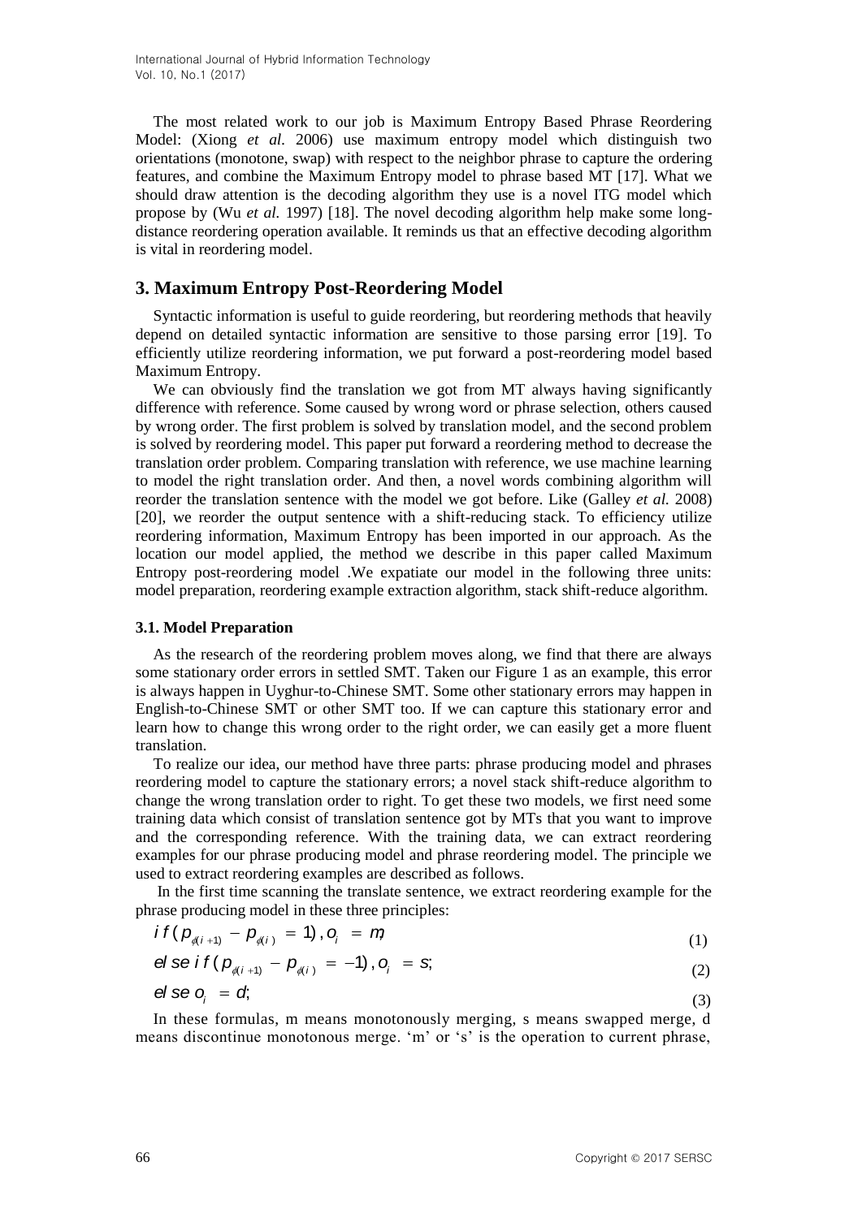The most related work to our job is Maximum Entropy Based Phrase Reordering Model: (Xiong *et al.* 2006) use maximum entropy model which distinguish two orientations (monotone, swap) with respect to the neighbor phrase to capture the ordering features, and combine the Maximum Entropy model to phrase based MT [17]. What we should draw attention is the decoding algorithm they use is a novel ITG model which propose by (Wu *et al.* 1997) [18]. The novel decoding algorithm help make some long-distance reordering operation available. It reminds us that an effective decoding algorithm is vital in reordering model.

## 3. Maximum Entropy Post-Reordering Model

Syntactic information is useful to guide reordering, but reordering methods that heavily depend on detailed syntactic information are sensitive to those parsing error [19]. To efficiently utilize reordering information, we put forward a post-reordering model based Maximum Entropy.

We can obviously find the translation we got from MT always having significantly difference with reference. Some caused by wrong word or phrase selection, others caused by wrong order. The first problem is solved by translation model, and the second problem is solved by reordering model. This paper put forward a reordering method to decrease the translation order problem. Comparing translation with reference, we use machine learning to model the right translation order. And then, a novel words combining algorithm will reorder the translation sentence with the model we got before. Like (Galley *et al.* 2008) [20], we reorder the output sentence with a shift-reducing stack. To efficiency utilize reordering information, Maximum Entropy has been imported in our approach. As the location our model applied, the method we describe in this paper called Maximum Entropy post-reordering model .We expatiate our model in the following three units: model preparation, reordering example extraction algorithm, stack shift-reduce algorithm.

### 3.1. Model Preparation

As the research of the reordering problem moves along, we find that there are always some stationary order errors in settled SMT. Taken our Figure 1 as an example, this error is always happen in Uyghur-to-Chinese SMT. Some other stationary errors may happen in English-to-Chinese SMT or other SMT too. If we can capture this stationary error and learn how to change this wrong order to the right order, we can easily get a more fluent translation.

To realize our idea, our method have three parts: phrase producing model and phrases reordering model to capture the stationary errors; a novel stack shift-reduce algorithm to change the wrong translation order to right. To get these two models, we first need some training data which consist of translation sentence got by MTs that you want to improve and the corresponding reference. With the training data, we can extract reordering examples for our phrase producing model and phrase reordering model. The principle we used to extract reordering examples are described as follows.

In the first time scanning the translate sentence, we extract reordering example for the phrase producing model in these three principles:

$$if\,(p_{\phi(i+1)} - p_{\phi(i)} = 1),\, o_i = m; \tag{1}$$

$$else\ if\,(p_{\phi(i+1)} - p_{\phi(i)} = -1),\, o_i = s; \tag{2}$$

$$else\ o_i = d; \tag{3}$$

In these formulas, m means monotonously merging, s means swapped merge, d means discontinue monotonous merge. 'm' or 's' is the operation to current phrase,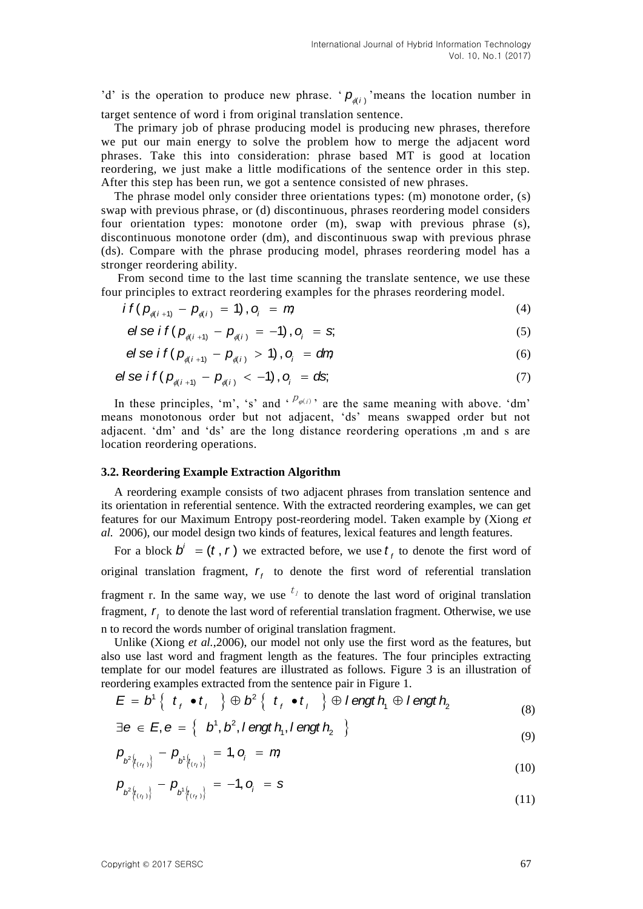'd' is the operation to produce new phrase. '$p_{\phi(i)}$'means the location number in target sentence of word i from original translation sentence.

The primary job of phrase producing model is producing new phrases, therefore we put our main energy to solve the problem how to merge the adjacent word phrases. Take this into consideration: phrase based MT is good at location reordering, we just make a little modifications of the sentence order in this step. After this step has been run, we got a sentence consisted of new phrases.

The phrase model only consider three orientations types: (m) monotone order, (s) swap with previous phrase, or (d) discontinuous, phrases reordering model considers four orientation types: monotone order (m), swap with previous phrase (s), discontinuous monotone order (dm), and discontinuous swap with previous phrase (ds). Compare with the phrase producing model, phrases reordering model has a stronger reordering ability.

From second time to the last time scanning the translate sentence, we use these four principles to extract reordering examples for the phrases reordering model.

$$if(p_{\phi(i+1)} - p_{\phi(i)} = 1), o_i = m; \tag{4}$$

$$else\ if(p_{\phi(i+1)} - p_{\phi(i)} = -1), o_i = s; \tag{5}$$

$$else\ if(p_{\phi(i+1)} - p_{\phi(i)} > 1), o_i = dm; \tag{6}$$

$$else\ if(p_{\phi(i+1)} - p_{\phi(i)} < -1), o_i = ds; \tag{7}$$

In these principles, 'm', 's' and '$p_{\varphi(i)}$' are the same meaning with above. 'dm' means monotonous order but not adjacent, 'ds' means swapped order but not adjacent. 'dm' and 'ds' are the long distance reordering operations ,m and s are location reordering operations.

### 3.2. Reordering Example Extraction Algorithm

A reordering example consists of two adjacent phrases from translation sentence and its orientation in referential sentence. With the extracted reordering examples, we can get features for our Maximum Entropy post-reordering model. Taken example by (Xiong *et al.* 2006), our model design two kinds of features, lexical features and length features.

For a block $b^i = (t, r)$ we extracted before, we use $t_f$ to denote the first word of original translation fragment, $r_f$ to denote the first word of referential translation fragment r. In the same way, we use $t_l$ to denote the last word of original translation fragment, $r_l$ to denote the last word of referential translation fragment. Otherwise, we use n to record the words number of original translation fragment.

Unlike (Xiong *et al.*,2006), our model not only use the first word as the features, but also use last word and fragment length as the features. The four principles extracting template for our model features are illustrated as follows. Figure 3 is an illustration of reordering examples extracted from the sentence pair in Figure 1.

$$E = b^1\{\ t_f \bullet t_l\ \} \oplus b^2\{\ t_f \bullet t_l\ \} \oplus length_1 \oplus length_2 \tag{8}$$

$$\exists e \in E, e = \{\ b^1, b^2, length_1, length_2\ \} \tag{9}$$

$$p_{b^2\{t_{(r_f)}\}} - p_{b^1\{t_{(r_l)}\}} = 1, o_i = m; \tag{10}$$

$$p_{b^2\{t_{(r_l)}\}} - p_{b^1\{t_{(r_f)}\}} = -1, o_i = s \tag{11}$$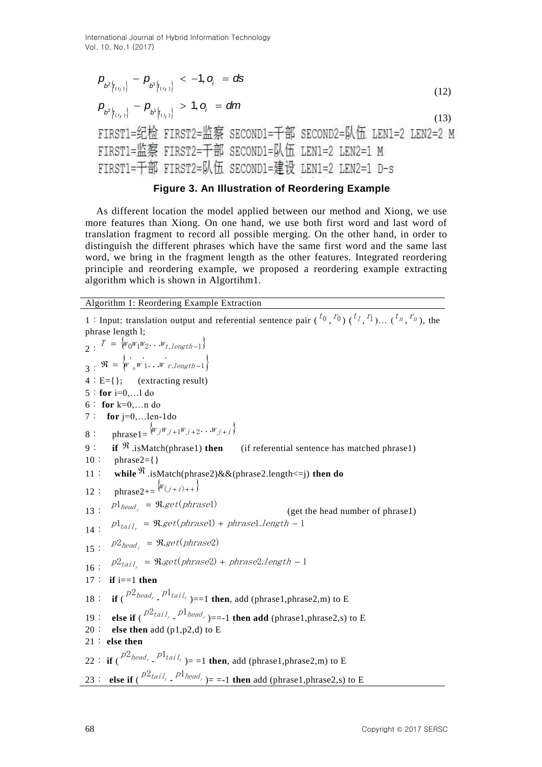$$p_{b^2\{t_{(r_i)}\}} - p_{b^1\{t_{(r_j)}\}} < -1, o_i = ds \tag{12}$$

$$p_{b^2\{t_{(r_j)}\}} - p_{b^1\{t_{(r_i)}\}} > 1, o_i = dm \tag{13}$$

FIRST1=纪检 FIRST2=监察 SECOND1=干部 SECOND2=队伍 LEN1=2 LEN2=2 M

FIRST1=监察 FIRST2=干部 SECOND1=队伍 LEN1=2 LEN2=1 M

FIRST1=干部 FIRST2=队伍 SECOND1=建设 LEN1=2 LEN2=1 D-s

**Figure 3. An Illustration of Reordering Example**

As different location the model applied between our method and Xiong, we use more features than Xiong. On one hand, we use both first word and last word of translation fragment to record all possible merging. On the other hand, in order to distinguish the different phrases which have the same first word and the same last word, we bring in the fragment length as the other features. Integrated reordering principle and reordering example, we proposed a reordering example extracting algorithm which is shown in Algortihm1.

Algorithm 1: Reordering Example Extraction

1：Input: translation output and referential sentence pair ($t_0$, $r_0$) ($t_1$, $r_1$)… ($t_n$, $r_n$), the phrase length l;

2：$T = \{w_0 w_1 w_2 \ldots w_{t.length-1}\}$

3：$\Re = \{w'_0 w'_1 \ldots w'_{r.length-1}\}$

4：E={}; (extracting result)

5：**for** i=0,…l do

6： **for** k=0,…n do

7： **for** j=0,…len-1do

8： phrase1= $\{w_j w_{j+1} w_{j+2} \ldots w_{j+i}\}$

9： **if** $\Re$.isMatch(phrase1) **then** (if referential sentence has matched phrase1)

10： phrase2={}

11： **while** $\Re$.isMatch(phrase2)&&(phrase2.length<=j) **then do**

12： phrase2+= $\{w_{(j+i)++}\}$

13： $p1_{head_r} = \Re.get(phrase1)$ (get the head number of phrase1)

14： $p1_{tail_r} = \Re.get(phrase1) + phrase1.length - 1$

15： $p2_{head_r} = \Re.get(phrase2)$

16： $p2_{tail_r} = \Re.get(phrase2) + phrase2.length - 1$

17： **if** i==1 **then**

18： **if** ($p2_{head_r}$ - $p1_{tail_r}$)==1 **then**, add (phrase1,phrase2,m) to E

19： **else if** ($p2_{tail_r}$ - $p1_{head_r}$)==-1 **then add** (phrase1,phrase2,s) to E

20： **else then** add (p1,p2,d) to E

21： **else then**

22： **if** ($p2_{head_r}$ - $p1_{tail_r}$)= =1 **then**, add (phrase1,phrase2,m) to E

23： **else if** ($p2_{tail_r}$ - $p1_{head_r}$)= =-1 **then** add (phrase1,phrase2,s) to E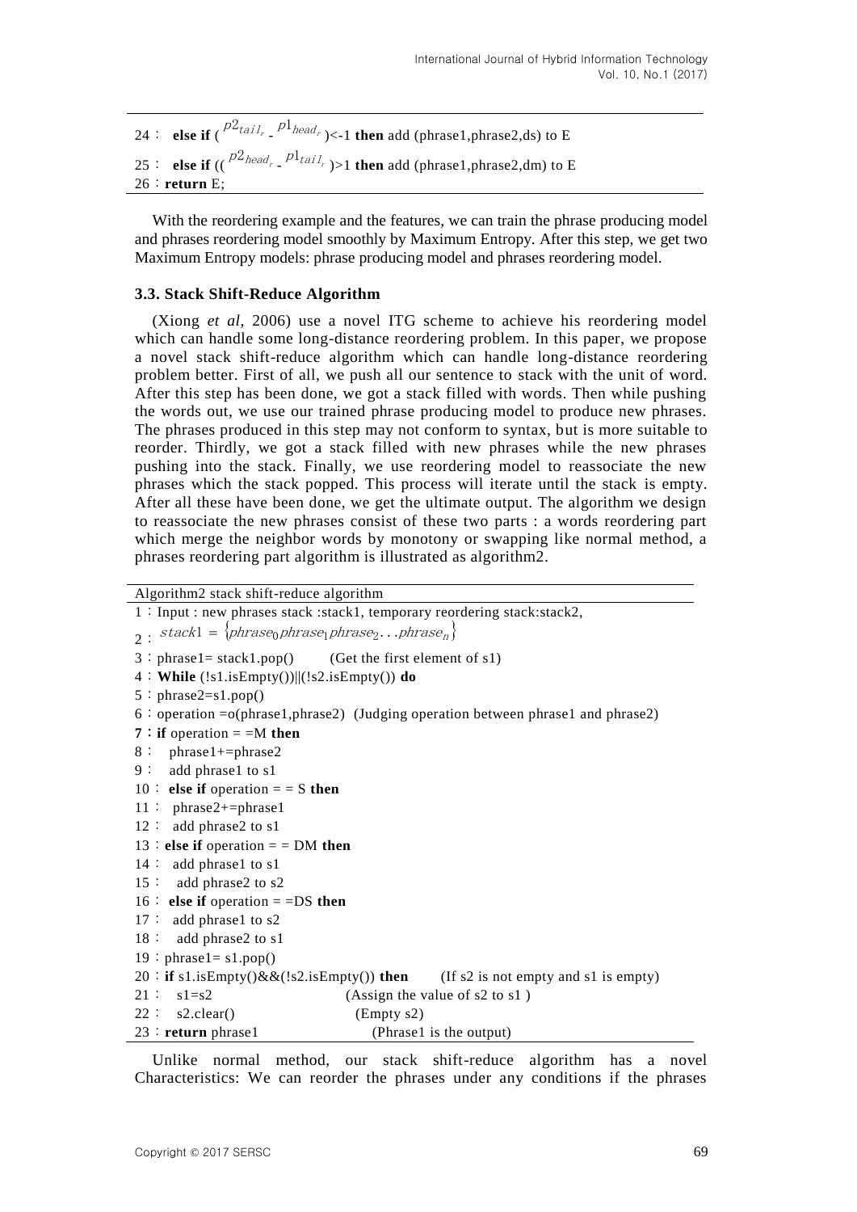```
24： else if (p2_{tail_r} - p1_{head_r})<-1 then add (phrase1,phrase2,ds) to E
25： else if ((p2_{head_r} - p1_{tail_r})>1 then add (phrase1,phrase2,dm) to E
26：return E;
```

With the reordering example and the features, we can train the phrase producing model and phrases reordering model smoothly by Maximum Entropy. After this step, we get two Maximum Entropy models: phrase producing model and phrases reordering model.

### 3.3. Stack Shift-Reduce Algorithm

(Xiong *et al*, 2006) use a novel ITG scheme to achieve his reordering model which can handle some long-distance reordering problem. In this paper, we propose a novel stack shift-reduce algorithm which can handle long-distance reordering problem better. First of all, we push all our sentence to stack with the unit of word. After this step has been done, we got a stack filled with words. Then while pushing the words out, we use our trained phrase producing model to produce new phrases. The phrases produced in this step may not conform to syntax, but is more suitable to reorder. Thirdly, we got a stack filled with new phrases while the new phrases pushing into the stack. Finally, we use reordering model to reassociate the new phrases which the stack popped. This process will iterate until the stack is empty. After all these have been done, we get the ultimate output. The algorithm we design to reassociate the new phrases consist of these two parts : a words reordering part which merge the neighbor words by monotony or swapping like normal method, a phrases reordering part algorithm is illustrated as algorithm2.

```
Algorithm2 stack shift-reduce algorithm
1：Input : new phrases stack :stack1, temporary reordering stack:stack2,
2： stack1 = {phrase_0 phrase_1 phrase_2 ...phrase_n}
3：phrase1= stack1.pop()        (Get the first element of s1)
4：While (!s1.isEmpty())||(!s2.isEmpty()) do
5：phrase2=s1.pop()
6：operation =o(phrase1,phrase2)  (Judging operation between phrase1 and phrase2)
7：if operation = =M then
8：   phrase1+=phrase2
9：   add phrase1 to s1
10：  else if operation = = S then
11：   phrase2+=phrase1
12：   add phrase2 to s1
13：else if operation = = DM then
14：   add phrase1 to s1
15：   add phrase2 to s2
16：  else if operation = =DS then
17：   add phrase1 to s2
18：   add phrase2 to s1
19：phrase1= s1.pop()
20：if s1.isEmpty()&&(!s2.isEmpty()) then        (If s2 is not empty and s1 is empty)
21：   s1=s2                    (Assign the value of s2 to s1 )
22：   s2.clear()                  (Empty s2)
23：return phrase1                   (Phrase1 is the output)
```

Unlike normal method, our stack shift-reduce algorithm has a novel Characteristics: We can reorder the phrases under any conditions if the phrases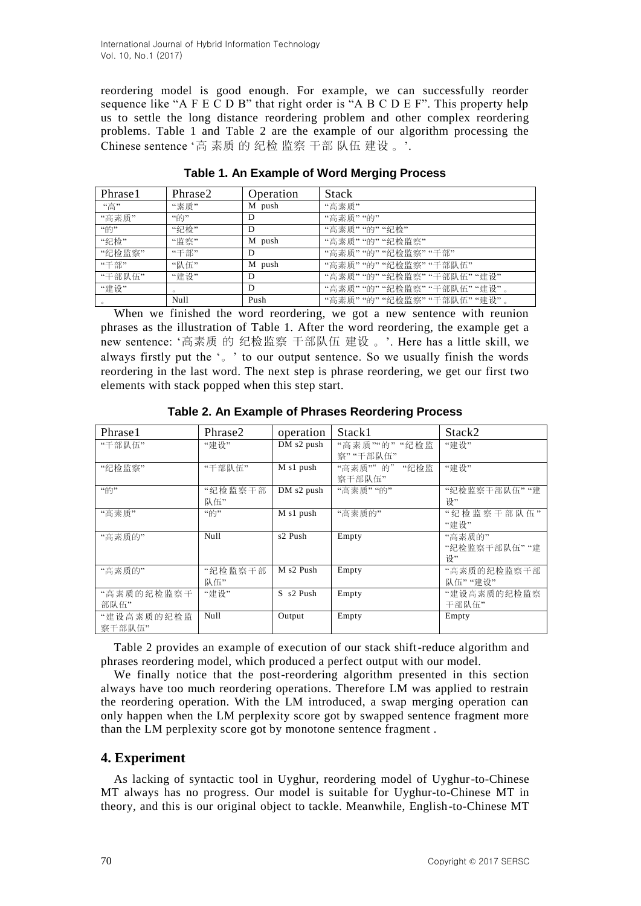reordering model is good enough. For example, we can successfully reorder sequence like "A F E C D B" that right order is "A B C D E F". This property help us to settle the long distance reordering problem and other complex reordering problems. Table 1 and Table 2 are the example of our algorithm processing the Chinese sentence '高 素质 的 纪检 监察 干部 队伍 建设 。'.

**Table 1. An Example of Word Merging Process**

| Phrase1 | Phrase2 | Operation | Stack |
|---|---|---|---|
| "高" | "素质" | M push | "高素质" |
| "高素质" | "的" | D | "高素质" "的" |
| "的" | "纪检" | D | "高素质" "的" "纪检" |
| "纪检" | "监察" | M push | "高素质" "的" "纪检监察" |
| "纪检监察" | "干部" | D | "高素质" "的" "纪检监察" "干部" |
| "干部" | "队伍" | M push | "高素质" "的" "纪检监察" "干部队伍" |
| "干部队伍" | "建设" | D | "高素质" "的" "纪检监察" "干部队伍" "建设" |
| "建设" | 。 | D | "高素质" "的" "纪检监察" "干部队伍" "建设" 。 |
| 。 | Null | Push | "高素质" "的" "纪检监察" "干部队伍" "建设" 。 |

When we finished the word reordering, we got a new sentence with reunion phrases as the illustration of Table 1. After the word reordering, the example get a new sentence: '高素质 的 纪检监察 干部队伍 建设 。'. Here has a little skill, we always firstly put the '。' to our output sentence. So we usually finish the words reordering in the last word. The next step is phrase reordering, we get our first two elements with stack popped when this step start.

**Table 2. An Example of Phrases Reordering Process**

| Phrase1 | Phrase2 | operation | Stack1 | Stack2 |
|---|---|---|---|---|
| "干部队伍" | "建设" | DM s2 push | "高素质""的" "纪检监察" "干部队伍" | "建设" |
| "纪检监察" | "干部队伍" | M s1 push | "高素质"" 的" "纪检监察干部队伍" | "建设" |
| "的" | "纪检监察干部队伍" | DM s2 push | "高素质" "的" | "纪检监察干部队伍" "建设" |
| "高素质" | "的" | M s1 push | "高素质的" | "纪检监察干部队伍" "建设" |
| "高素质的" | Null | s2 Push | Empty | "高素质的" "纪检监察干部队伍" "建设" |
| "高素质的" | "纪检监察干部队伍" | M s2 Push | Empty | "高素质的纪检监察干部队伍" "建设" |
| "高素质的纪检监察干部队伍" | "建设" | S s2 Push | Empty | "建设高素质的纪检监察干部队伍" |
| "建设高素质的纪检监察干部队伍" | Null | Output | Empty | Empty |

Table 2 provides an example of execution of our stack shift-reduce algorithm and phrases reordering model, which produced a perfect output with our model.

We finally notice that the post-reordering algorithm presented in this section always have too much reordering operations. Therefore LM was applied to restrain the reordering operation. With the LM introduced, a swap merging operation can only happen when the LM perplexity score got by swapped sentence fragment more than the LM perplexity score got by monotone sentence fragment .

## 4. Experiment

As lacking of syntactic tool in Uyghur, reordering model of Uyghur-to-Chinese MT always has no progress. Our model is suitable for Uyghur-to-Chinese MT in theory, and this is our original object to tackle. Meanwhile, English-to-Chinese MT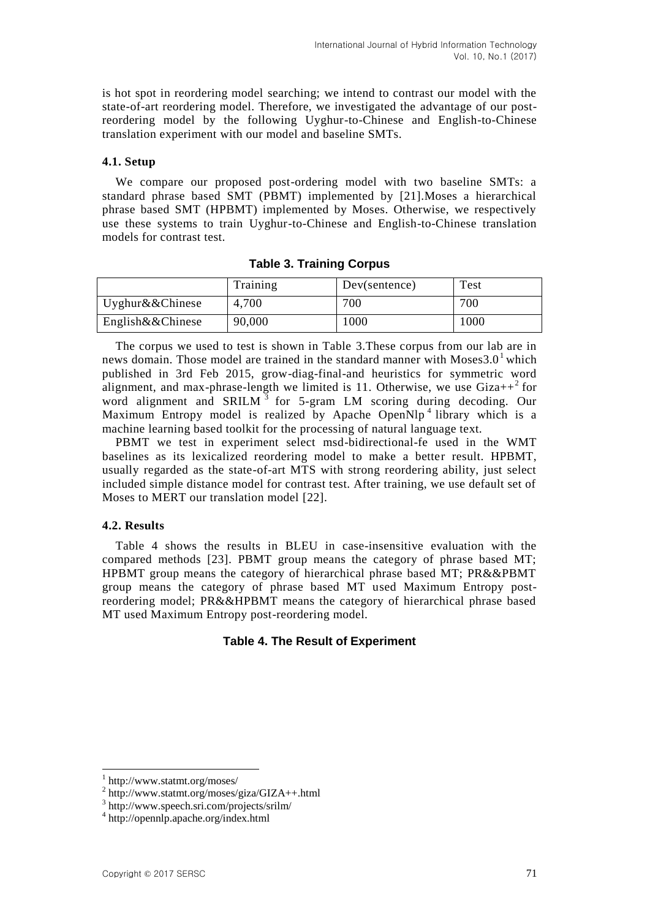is hot spot in reordering model searching; we intend to contrast our model with the state-of-art reordering model. Therefore, we investigated the advantage of our post-reordering model by the following Uyghur-to-Chinese and English-to-Chinese translation experiment with our model and baseline SMTs.

### 4.1. Setup

We compare our proposed post-ordering model with two baseline SMTs: a standard phrase based SMT (PBMT) implemented by [21].Moses a hierarchical phrase based SMT (HPBMT) implemented by Moses. Otherwise, we respectively use these systems to train Uyghur-to-Chinese and English-to-Chinese translation models for contrast test.

**Table 3. Training Corpus**

| | Training | Dev(sentence) | Test |
|---|---|---|---|
| Uyghur&&Chinese | 4,700 | 700 | 700 |
| English&&Chinese | 90,000 | 1000 | 1000 |

The corpus we used to test is shown in Table 3.These corpus from our lab are in news domain. Those model are trained in the standard manner with Moses3.0[1] which published in 3rd Feb 2015, grow-diag-final-and heuristics for symmetric word alignment, and max-phrase-length we limited is 11. Otherwise, we use Giza++[2] for word alignment and SRILM[3] for 5-gram LM scoring during decoding. Our Maximum Entropy model is realized by Apache OpenNlp[4] library which is a machine learning based toolkit for the processing of natural language text.

PBMT we test in experiment select msd-bidirectional-fe used in the WMT baselines as its lexicalized reordering model to make a better result. HPBMT, usually regarded as the state-of-art MTS with strong reordering ability, just select included simple distance model for contrast test. After training, we use default set of Moses to MERT our translation model [22].

### 4.2. Results

Table 4 shows the results in BLEU in case-insensitive evaluation with the compared methods [23]. PBMT group means the category of phrase based MT; HPBMT group means the category of hierarchical phrase based MT; PR&&PBMT group means the category of phrase based MT used Maximum Entropy post-reordering model; PR&&HPBMT means the category of hierarchical phrase based MT used Maximum Entropy post-reordering model.

**Table 4. The Result of Experiment**

[1] http://www.statmt.org/moses/

[2] http://www.statmt.org/moses/giza/GIZA++.html

[3] http://www.speech.sri.com/projects/srilm/

[4] http://opennlp.apache.org/index.html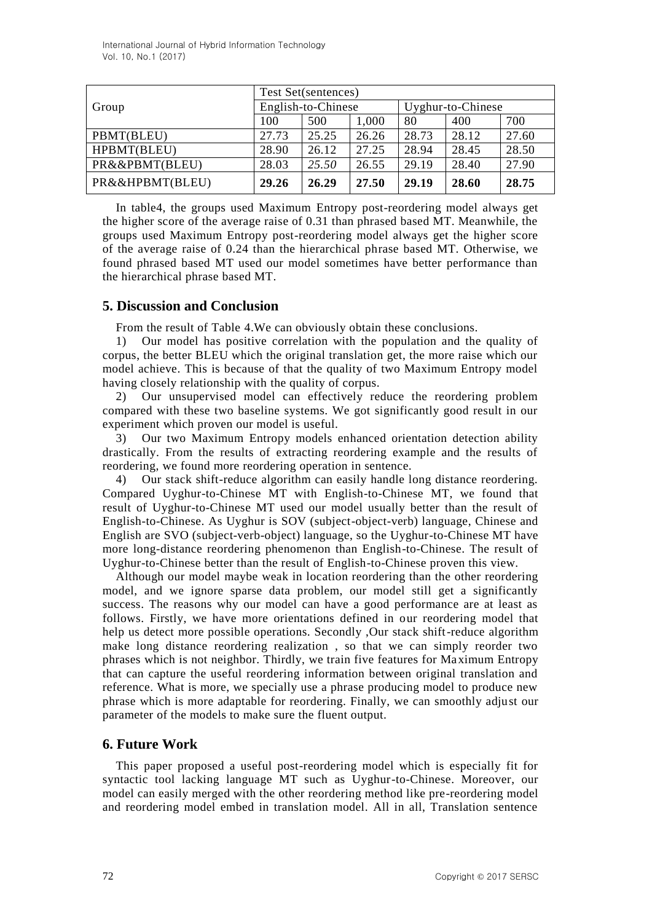| Group | Test Set(sentences) | | | | | |
|---|---|---|---|---|---|---|
| | English-to-Chinese | | | Uyghur-to-Chinese | | |
| | 100 | 500 | 1,000 | 80 | 400 | 700 |
| PBMT(BLEU) | 27.73 | 25.25 | 26.26 | 28.73 | 28.12 | 27.60 |
| HPBMT(BLEU) | 28.90 | 26.12 | 27.25 | 28.94 | 28.45 | 28.50 |
| PR&&PBMT(BLEU) | 28.03 | *25.50* | 26.55 | 29.19 | 28.40 | 27.90 |
| PR&&HPBMT(BLEU) | **29.26** | **26.29** | **27.50** | **29.19** | **28.60** | **28.75** |

In table4, the groups used Maximum Entropy post-reordering model always get the higher score of the average raise of 0.31 than phrased based MT. Meanwhile, the groups used Maximum Entropy post-reordering model always get the higher score of the average raise of 0.24 than the hierarchical phrase based MT. Otherwise, we found phrased based MT used our model sometimes have better performance than the hierarchical phrase based MT.

## 5. Discussion and Conclusion

From the result of Table 4.We can obviously obtain these conclusions.

1) Our model has positive correlation with the population and the quality of corpus, the better BLEU which the original translation get, the more raise which our model achieve. This is because of that the quality of two Maximum Entropy model having closely relationship with the quality of corpus.

2) Our unsupervised model can effectively reduce the reordering problem compared with these two baseline systems. We got significantly good result in our experiment which proven our model is useful.

3) Our two Maximum Entropy models enhanced orientation detection ability drastically. From the results of extracting reordering example and the results of reordering, we found more reordering operation in sentence.

4) Our stack shift-reduce algorithm can easily handle long distance reordering. Compared Uyghur-to-Chinese MT with English-to-Chinese MT, we found that result of Uyghur-to-Chinese MT used our model usually better than the result of English-to-Chinese. As Uyghur is SOV (subject-object-verb) language, Chinese and English are SVO (subject-verb-object) language, so the Uyghur-to-Chinese MT have more long-distance reordering phenomenon than English-to-Chinese. The result of Uyghur-to-Chinese better than the result of English-to-Chinese proven this view.

Although our model maybe weak in location reordering than the other reordering model, and we ignore sparse data problem, our model still get a significantly success. The reasons why our model can have a good performance are at least as follows. Firstly, we have more orientations defined in our reordering model that help us detect more possible operations. Secondly ,Our stack shift-reduce algorithm make long distance reordering realization , so that we can simply reorder two phrases which is not neighbor. Thirdly, we train five features for Maximum Entropy that can capture the useful reordering information between original translation and reference. What is more, we specially use a phrase producing model to produce new phrase which is more adaptable for reordering. Finally, we can smoothly adjust our parameter of the models to make sure the fluent output.

## 6. Future Work

This paper proposed a useful post-reordering model which is especially fit for syntactic tool lacking language MT such as Uyghur-to-Chinese. Moreover, our model can easily merged with the other reordering method like pre-reordering model and reordering model embed in translation model. All in all, Translation sentence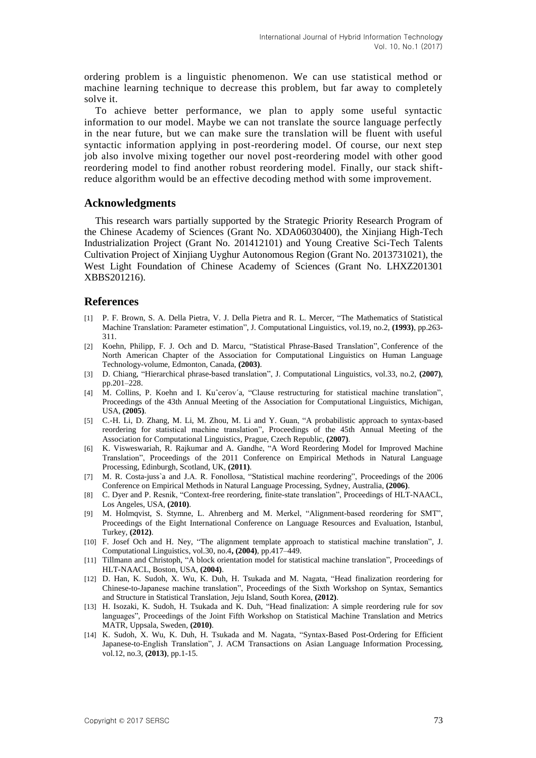ordering problem is a linguistic phenomenon. We can use statistical method or machine learning technique to decrease this problem, but far away to completely solve it.

To achieve better performance, we plan to apply some useful syntactic information to our model. Maybe we can not translate the source language perfectly in the near future, but we can make sure the translation will be fluent with useful syntactic information applying in post-reordering model. Of course, our next step job also involve mixing together our novel post-reordering model with other good reordering model to find another robust reordering model. Finally, our stack shift-reduce algorithm would be an effective decoding method with some improvement.

## Acknowledgments

This research wars partially supported by the Strategic Priority Research Program of the Chinese Academy of Sciences (Grant No. XDA06030400), the Xinjiang High-Tech Industrialization Project (Grant No. 201412101) and Young Creative Sci-Tech Talents Cultivation Project of Xinjiang Uyghur Autonomous Region (Grant No. 2013731021), the West Light Foundation of Chinese Academy of Sciences (Grant No. LHXZ201301 XBBS201216).

## References

[1] P. F. Brown, S. A. Della Pietra, V. J. Della Pietra and R. L. Mercer, "The Mathematics of Statistical Machine Translation: Parameter estimation", J. Computational Linguistics, vol.19, no.2, **(1993)**, pp.263-311.

[2] Koehn, Philipp, F. J. Och and D. Marcu, "Statistical Phrase-Based Translation", Conference of the North American Chapter of the Association for Computational Linguistics on Human Language Technology-volume, Edmonton, Canada, **(2003)**.

[3] D. Chiang, "Hierarchical phrase-based translation", J. Computational Linguistics, vol.33, no.2, **(2007)**, pp.201–228.

[4] M. Collins, P. Koehn and I. Kuˆcerov´a, "Clause restructuring for statistical machine translation", Proceedings of the 43th Annual Meeting of the Association for Computational Linguistics, Michigan, USA, **(2005)**.

[5] C.-H. Li, D. Zhang, M. Li, M. Zhou, M. Li and Y. Guan, "A probabilistic approach to syntax-based reordering for statistical machine translation", Proceedings of the 45th Annual Meeting of the Association for Computational Linguistics, Prague, Czech Republic, **(2007)**.

[6] K. Visweswariah, R. Rajkumar and A. Gandhe, "A Word Reordering Model for Improved Machine Translation", Proceedings of the 2011 Conference on Empirical Methods in Natural Language Processing, Edinburgh, Scotland, UK, **(2011)**.

[7] M. R. Costa-juss`a and J.A. R. Fonollosa, "Statistical machine reordering", Proceedings of the 2006 Conference on Empirical Methods in Natural Language Processing, Sydney, Australia, **(2006)**.

[8] C. Dyer and P. Resnik, "Context-free reordering, finite-state translation", Proceedings of HLT-NAACL, Los Angeles, USA, **(2010)**.

[9] M. Holmqvist, S. Stymne, L. Ahrenberg and M. Merkel, "Alignment-based reordering for SMT", Proceedings of the Eight International Conference on Language Resources and Evaluation, Istanbul, Turkey, **(2012)**.

[10] F. Josef Och and H. Ney, "The alignment template approach to statistical machine translation", J. Computational Linguistics, vol.30, no.4**, (2004)**, pp.417–449.

[11] Tillmann and Christoph, "A block orientation model for statistical machine translation", Proceedings of HLT-NAACL, Boston, USA, **(2004)**.

[12] D. Han, K. Sudoh, X. Wu, K. Duh, H. Tsukada and M. Nagata, "Head finalization reordering for Chinese-to-Japanese machine translation", Proceedings of the Sixth Workshop on Syntax, Semantics and Structure in Statistical Translation, Jeju Island, South Korea, **(2012)**.

[13] H. Isozaki, K. Sudoh, H. Tsukada and K. Duh, "Head finalization: A simple reordering rule for sov languages", Proceedings of the Joint Fifth Workshop on Statistical Machine Translation and Metrics MATR, Uppsala, Sweden, **(2010)**.

[14] K. Sudoh, X. Wu, K. Duh, H. Tsukada and M. Nagata, "Syntax-Based Post-Ordering for Efficient Japanese-to-English Translation", J. ACM Transactions on Asian Language Information Processing, vol.12, no.3, **(2013)**, pp.1-15.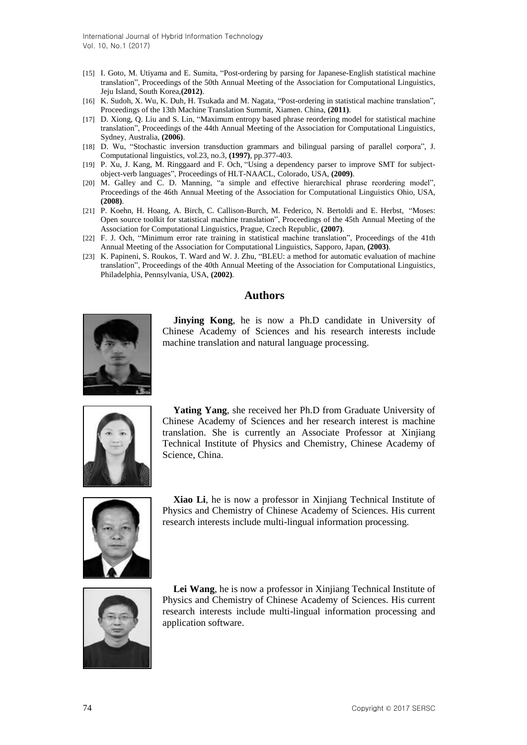[15] I. Goto, M. Utiyama and E. Sumita, "Post-ordering by parsing for Japanese-English statistical machine translation", Proceedings of the 50th Annual Meeting of the Association for Computational Linguistics, Jeju Island, South Korea, **(2012)**.

[16] K. Sudoh, X. Wu, K. Duh, H. Tsukada and M. Nagata, "Post-ordering in statistical machine translation", Proceedings of the 13th Machine Translation Summit, Xiamen. China, **(2011)**.

[17] D. Xiong, Q. Liu and S. Lin, "Maximum entropy based phrase reordering model for statistical machine translation", Proceedings of the 44th Annual Meeting of the Association for Computational Linguistics, Sydney, Australia, **(2006)**.

[18] D. Wu, "Stochastic inversion transduction grammars and bilingual parsing of parallel corpora", J. Computational linguistics, vol.23, no.3, **(1997)**, pp.377-403.

[19] P. Xu, J. Kang, M. Ringgaard and F. Och, "Using a dependency parser to improve SMT for subject-object-verb languages", Proceedings of HLT-NAACL, Colorado, USA, **(2009)**.

[20] M. Galley and C. D. Manning, "a simple and effective hierarchical phrase reordering model", Proceedings of the 46th Annual Meeting of the Association for Computational Linguistics Ohio, USA, **(2008)**.

[21] P. Koehn, H. Hoang, A. Birch, C. Callison-Burch, M. Federico, N. Bertoldi and E. Herbst, "Moses: Open source toolkit for statistical machine translation", Proceedings of the 45th Annual Meeting of the Association for Computational Linguistics, Prague, Czech Republic, **(2007)**.

[22] F. J. Och, "Minimum error rate training in statistical machine translation", Proceedings of the 41th Annual Meeting of the Association for Computational Linguistics, Sapporo, Japan, **(2003)**.

[23] K. Papineni, S. Roukos, T. Ward and W. J. Zhu, "BLEU: a method for automatic evaluation of machine translation", Proceedings of the 40th Annual Meeting of the Association for Computational Linguistics, Philadelphia, Pennsylvania, USA, **(2002)**.

## Authors

**Jinying Kong**, he is now a Ph.D candidate in University of Chinese Academy of Sciences and his research interests include machine translation and natural language processing.

**Yating Yang**, she received her Ph.D from Graduate University of Chinese Academy of Sciences and her research interest is machine translation. She is currently an Associate Professor at Xinjiang Technical Institute of Physics and Chemistry, Chinese Academy of Science, China.

**Xiao Li**, he is now a professor in Xinjiang Technical Institute of Physics and Chemistry of Chinese Academy of Sciences. His current research interests include multi-lingual information processing.

**Lei Wang**, he is now a professor in Xinjiang Technical Institute of Physics and Chemistry of Chinese Academy of Sciences. His current research interests include multi-lingual information processing and application software.